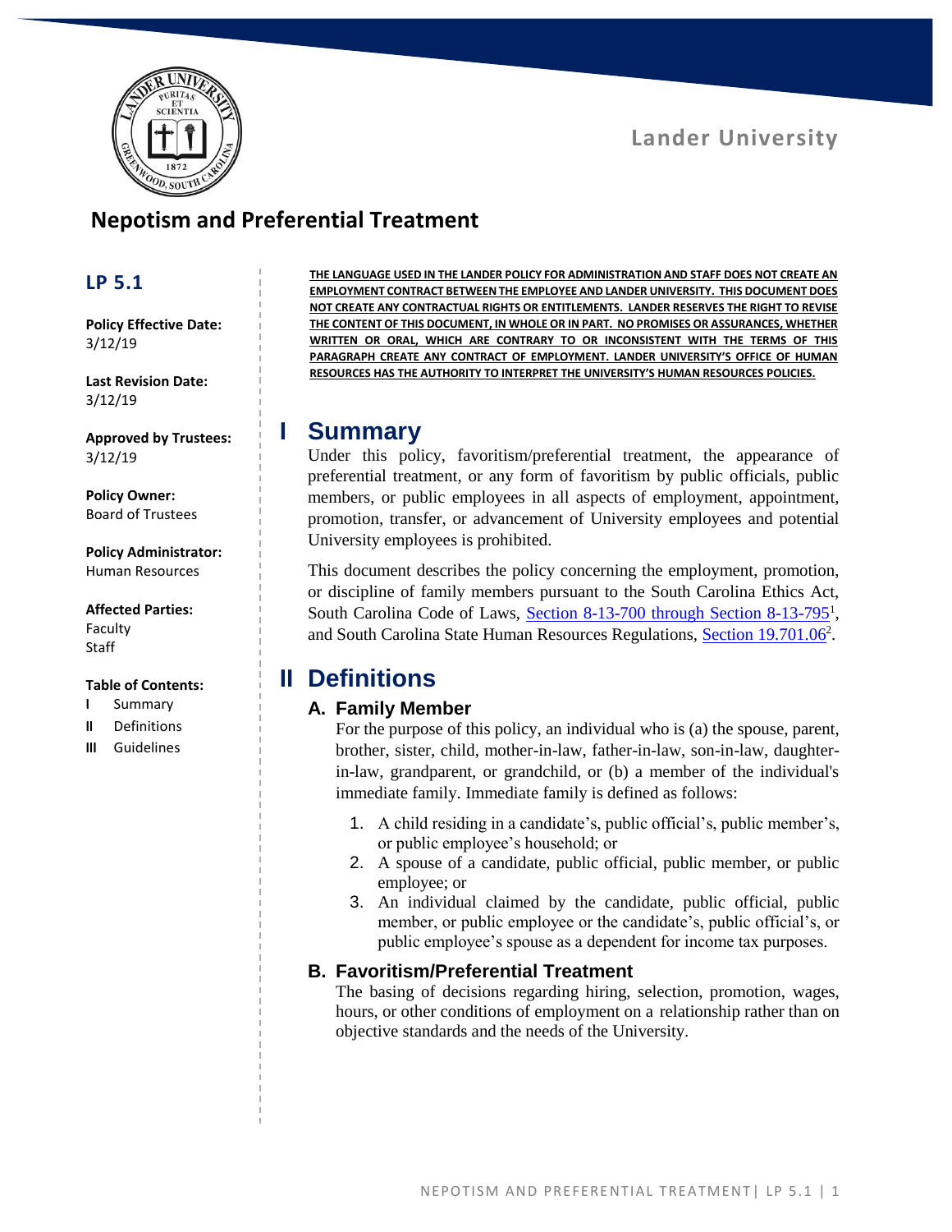Lander University

# Nepotism and Preferential Treatment

**LP 5.1**

**Policy Effective Date:**
3/12/19

**Last Revision Date:**
3/12/19

**Approved by Trustees:**
3/12/19

**Policy Owner:**
Board of Trustees

**Policy Administrator:**
Human Resources

**Affected Parties:**
Faculty
Staff

**Table of Contents:**

- I Summary
- II Definitions
- III Guidelines

**THE LANGUAGE USED IN THE LANDER POLICY FOR ADMINISTRATION AND STAFF DOES NOT CREATE AN EMPLOYMENT CONTRACT BETWEEN THE EMPLOYEE AND LANDER UNIVERSITY. THIS DOCUMENT DOES NOT CREATE ANY CONTRACTUAL RIGHTS OR ENTITLEMENTS. LANDER RESERVES THE RIGHT TO REVISE THE CONTENT OF THIS DOCUMENT, IN WHOLE OR IN PART. NO PROMISES OR ASSURANCES, WHETHER WRITTEN OR ORAL, WHICH ARE CONTRARY TO OR INCONSISTENT WITH THE TERMS OF THIS PARAGRAPH CREATE ANY CONTRACT OF EMPLOYMENT. LANDER UNIVERSITY'S OFFICE OF HUMAN RESOURCES HAS THE AUTHORITY TO INTERPRET THE UNIVERSITY'S HUMAN RESOURCES POLICIES.**

## I Summary

Under this policy, favoritism/preferential treatment, the appearance of preferential treatment, or any form of favoritism by public officials, public members, or public employees in all aspects of employment, appointment, promotion, transfer, or advancement of University employees and potential University employees is prohibited.

This document describes the policy concerning the employment, promotion, or discipline of family members pursuant to the South Carolina Ethics Act, South Carolina Code of Laws, Section 8-13-700 through Section 8-13-795[1], and South Carolina State Human Resources Regulations, Section 19.701.06[2].

## II Definitions

### A. Family Member

For the purpose of this policy, an individual who is (a) the spouse, parent, brother, sister, child, mother-in-law, father-in-law, son-in-law, daughter-in-law, grandparent, or grandchild, or (b) a member of the individual's immediate family. Immediate family is defined as follows:

1. A child residing in a candidate's, public official's, public member's, or public employee's household; or
2. A spouse of a candidate, public official, public member, or public employee; or
3. An individual claimed by the candidate, public official, public member, or public employee or the candidate's, public official's, or public employee's spouse as a dependent for income tax purposes.

### B. Favoritism/Preferential Treatment

The basing of decisions regarding hiring, selection, promotion, wages, hours, or other conditions of employment on a relationship rather than on objective standards and the needs of the University.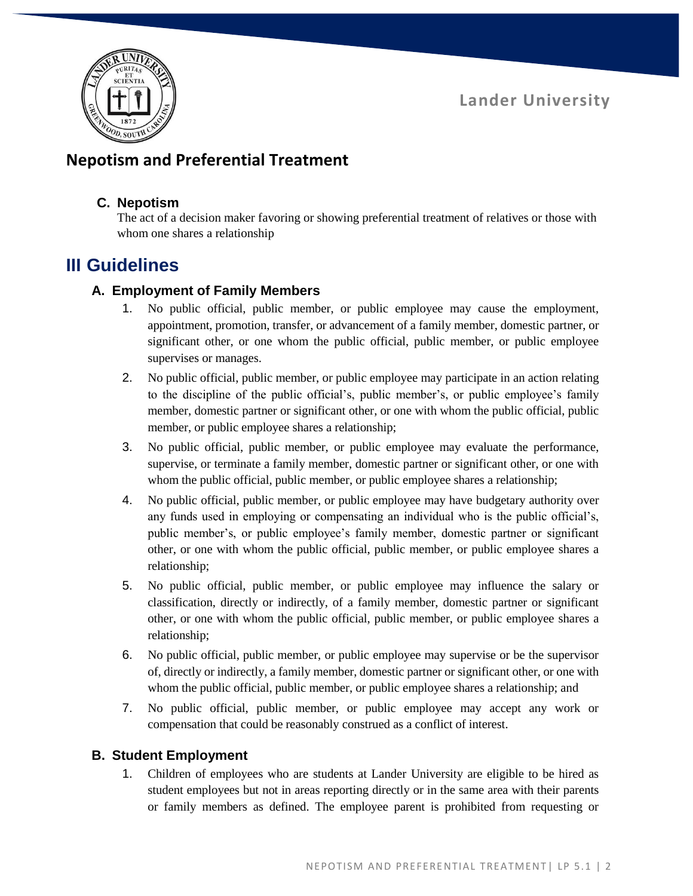## Nepotism and Preferential Treatment

### C. Nepotism

The act of a decision maker favoring or showing preferential treatment of relatives or those with whom one shares a relationship

# III Guidelines

### A. Employment of Family Members

1. No public official, public member, or public employee may cause the employment, appointment, promotion, transfer, or advancement of a family member, domestic partner, or significant other, or one whom the public official, public member, or public employee supervises or manages.
2. No public official, public member, or public employee may participate in an action relating to the discipline of the public official's, public member's, or public employee's family member, domestic partner or significant other, or one with whom the public official, public member, or public employee shares a relationship;
3. No public official, public member, or public employee may evaluate the performance, supervise, or terminate a family member, domestic partner or significant other, or one with whom the public official, public member, or public employee shares a relationship;
4. No public official, public member, or public employee may have budgetary authority over any funds used in employing or compensating an individual who is the public official's, public member's, or public employee's family member, domestic partner or significant other, or one with whom the public official, public member, or public employee shares a relationship;
5. No public official, public member, or public employee may influence the salary or classification, directly or indirectly, of a family member, domestic partner or significant other, or one with whom the public official, public member, or public employee shares a relationship;
6. No public official, public member, or public employee may supervise or be the supervisor of, directly or indirectly, a family member, domestic partner or significant other, or one with whom the public official, public member, or public employee shares a relationship; and
7. No public official, public member, or public employee may accept any work or compensation that could be reasonably construed as a conflict of interest.

### B. Student Employment

1. Children of employees who are students at Lander University are eligible to be hired as student employees but not in areas reporting directly or in the same area with their parents or family members as defined. The employee parent is prohibited from requesting or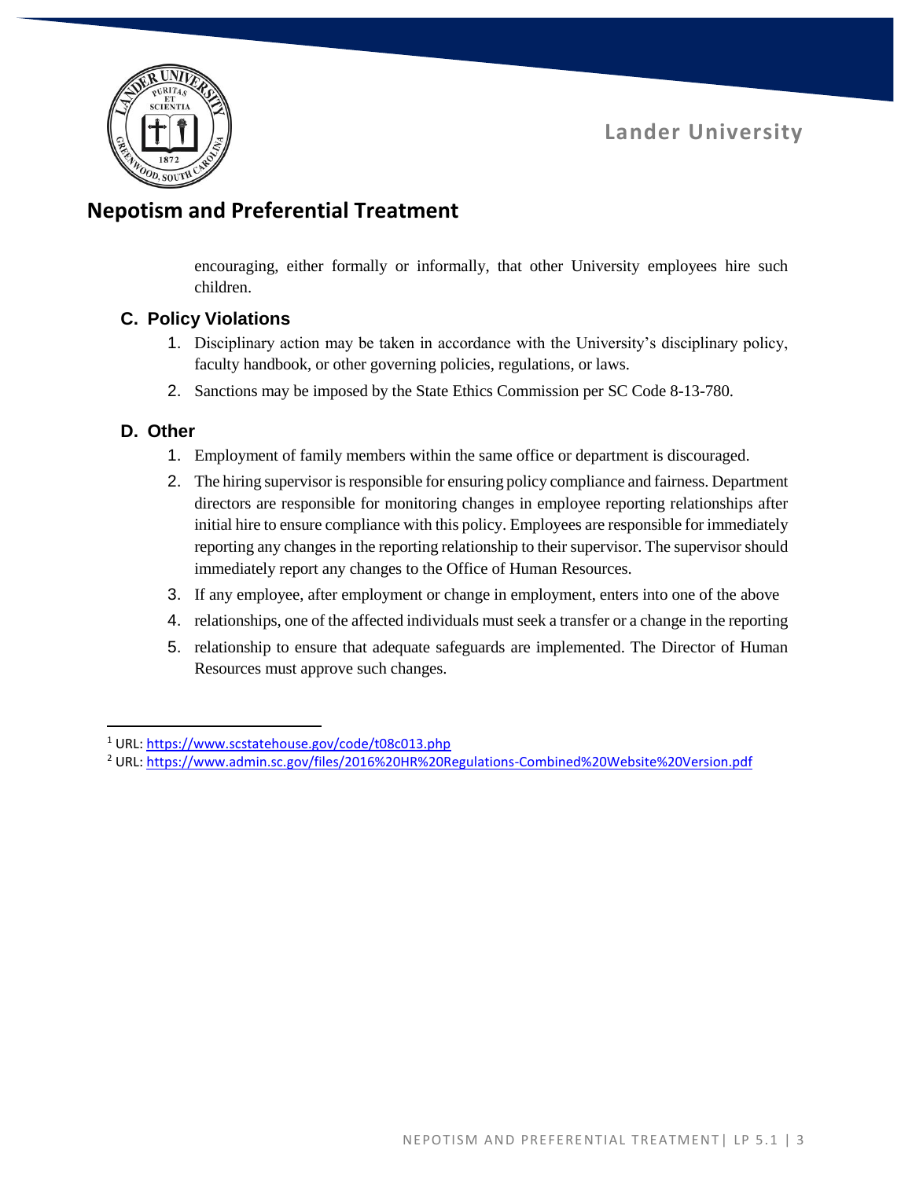encouraging, either formally or informally, that other University employees hire such children.

### C. Policy Violations

1. Disciplinary action may be taken in accordance with the University's disciplinary policy, faculty handbook, or other governing policies, regulations, or laws.
2. Sanctions may be imposed by the State Ethics Commission per SC Code 8-13-780.

### D. Other

1. Employment of family members within the same office or department is discouraged.
2. The hiring supervisor is responsible for ensuring policy compliance and fairness. Department directors are responsible for monitoring changes in employee reporting relationships after initial hire to ensure compliance with this policy. Employees are responsible for immediately reporting any changes in the reporting relationship to their supervisor. The supervisor should immediately report any changes to the Office of Human Resources.
3. If any employee, after employment or change in employment, enters into one of the above
4. relationships, one of the affected individuals must seek a transfer or a change in the reporting
5. relationship to ensure that adequate safeguards are implemented. The Director of Human Resources must approve such changes.

---

[1] URL: https://www.scstatehouse.gov/code/t08c013.php

[2] URL: https://www.admin.sc.gov/files/2016%20HR%20Regulations-Combined%20Website%20Version.pdf